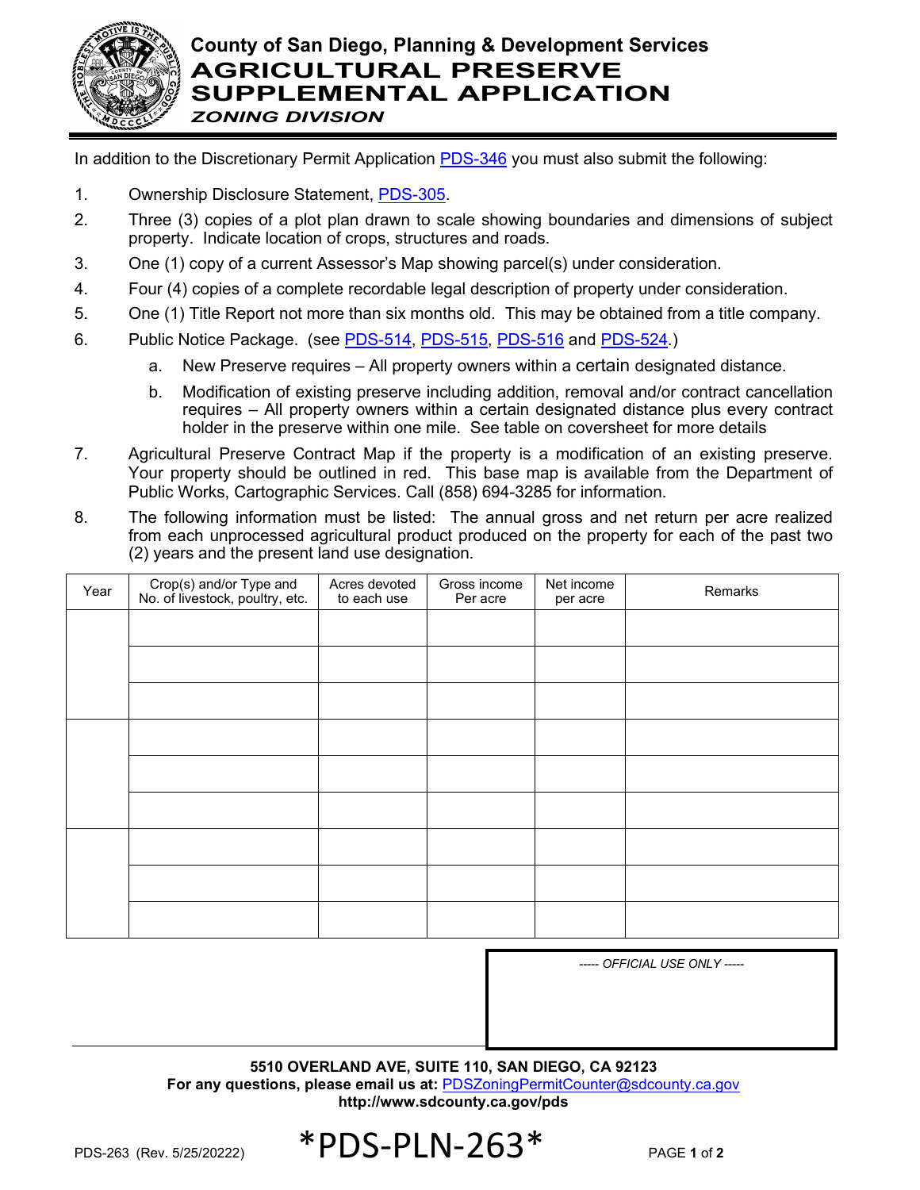# County of San Diego, Planning & Development Services

# AGRICULTURAL PRESERVE SUPPLEMENTAL APPLICATION

### *ZONING DIVISION*

In addition to the Discretionary Permit Application PDS-346 you must also submit the following:

1. Ownership Disclosure Statement, PDS-305.
2. Three (3) copies of a plot plan drawn to scale showing boundaries and dimensions of subject property. Indicate location of crops, structures and roads.
3. One (1) copy of a current Assessor's Map showing parcel(s) under consideration.
4. Four (4) copies of a complete recordable legal description of property under consideration.
5. One (1) Title Report not more than six months old. This may be obtained from a title company.
6. Public Notice Package. (see PDS-514, PDS-515, PDS-516 and PDS-524.)
   a. New Preserve requires – All property owners within a certain designated distance.
   b. Modification of existing preserve including addition, removal and/or contract cancellation requires – All property owners within a certain designated distance plus every contract holder in the preserve within one mile. See table on coversheet for more details
7. Agricultural Preserve Contract Map if the property is a modification of an existing preserve. Your property should be outlined in red. This base map is available from the Department of Public Works, Cartographic Services. Call (858) 694-3285 for information.
8. The following information must be listed: The annual gross and net return per acre realized from each unprocessed agricultural product produced on the property for each of the past two (2) years and the present land use designation.

| Year | Crop(s) and/or Type and No. of livestock, poultry, etc. | Acres devoted to each use | Gross income Per acre | Net income per acre | Remarks |
|---|---|---|---|---|---|
| | | | | | |
| | | | | | |
| | | | | | |
| | | | | | |
| | | | | | |
| | | | | | |
| | | | | | |
| | | | | | |
| | | | | | |

*----- OFFICIAL USE ONLY -----*

**5510 OVERLAND AVE, SUITE 110, SAN DIEGO, CA 92123**
**For any questions, please email us at:** PDSZoningPermitCounter@sdcounty.ca.gov
**http://www.sdcounty.ca.gov/pds**

PDS-263 (Rev. 5/25/20222) *PDS-PLN-263*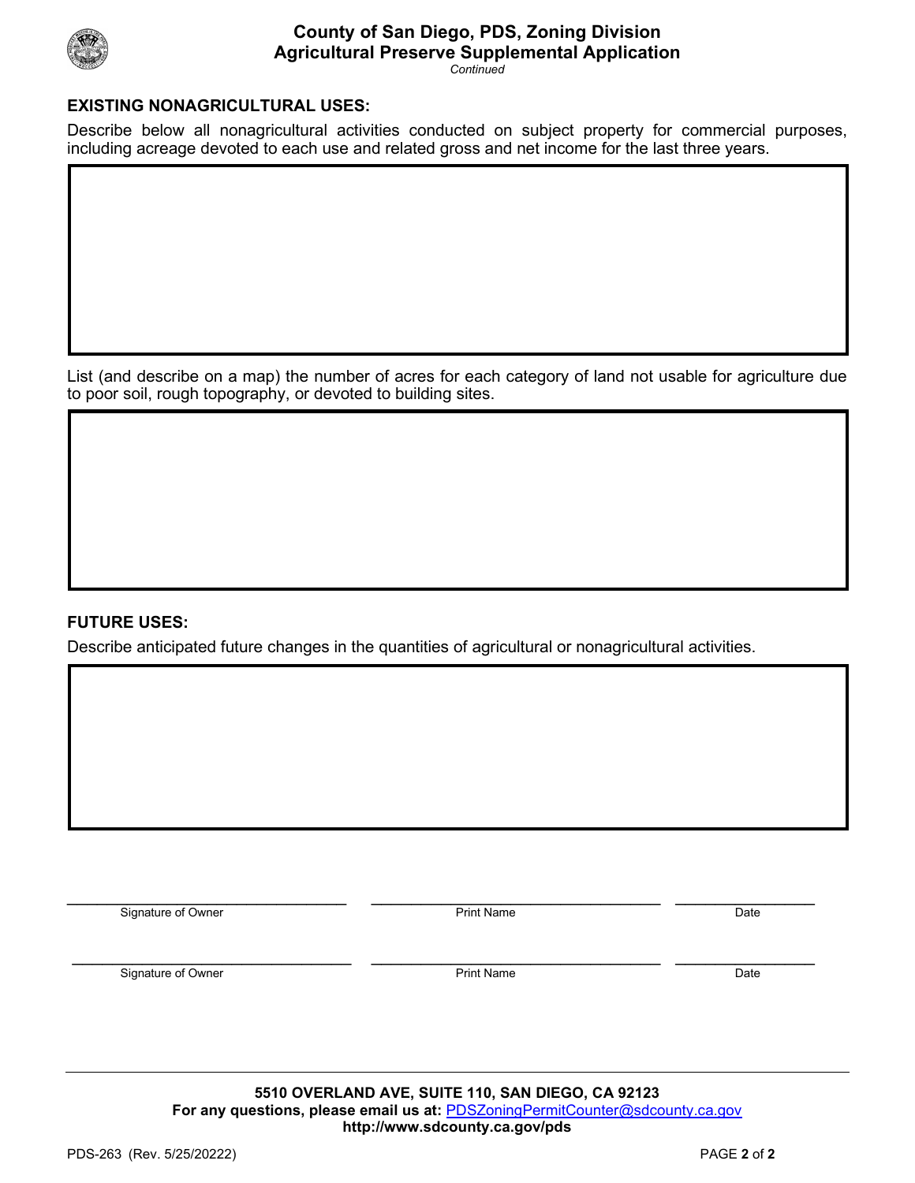# County of San Diego, PDS, Zoning Division
## Agricultural Preserve Supplemental Application

*Continued*

### EXISTING NONAGRICULTURAL USES:

Describe below all nonagricultural activities conducted on subject property for commercial purposes, including acreage devoted to each use and related gross and net income for the last three years.

List (and describe on a map) the number of acres for each category of land not usable for agriculture due to poor soil, rough topography, or devoted to building sites.

### FUTURE USES:

Describe anticipated future changes in the quantities of agricultural or nonagricultural activities.

| Signature of Owner | Print Name | Date |
|---|---|---|
| | | |

| Signature of Owner | Print Name | Date |
|---|---|---|
| | | |

**5510 OVERLAND AVE, SUITE 110, SAN DIEGO, CA 92123**
**For any questions, please email us at:** PDSZoningPermitCounter@sdcounty.ca.gov
**http://www.sdcounty.ca.gov/pds**

PDS-263 (Rev. 5/25/20222)